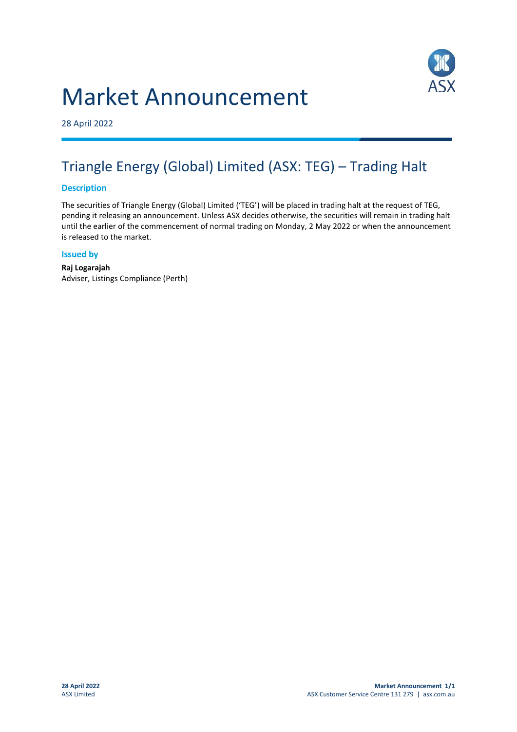# Market Announcement

28 April 2022

## Triangle Energy (Global) Limited (ASX: TEG) – Trading Halt

### Description

The securities of Triangle Energy (Global) Limited ('TEG') will be placed in trading halt at the request of TEG, pending it releasing an announcement. Unless ASX decides otherwise, the securities will remain in trading halt until the earlier of the commencement of normal trading on Monday, 2 May 2022 or when the announcement is released to the market.

### Issued by

**Raj Logarajah**
Adviser, Listings Compliance (Perth)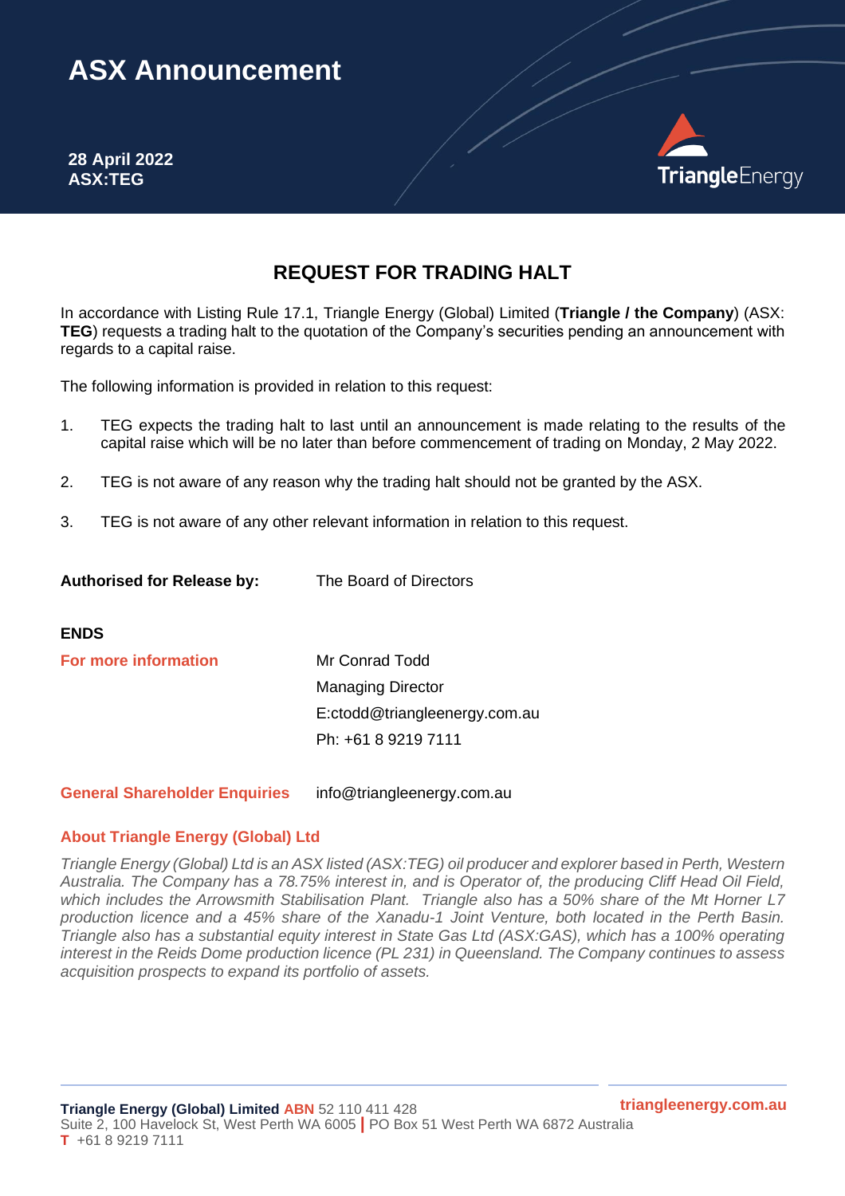# ASX Announcement

**28 April 2022**
**ASX:TEG**

## REQUEST FOR TRADING HALT

In accordance with Listing Rule 17.1, Triangle Energy (Global) Limited (**Triangle / the Company**) (ASX: **TEG**) requests a trading halt to the quotation of the Company's securities pending an announcement with regards to a capital raise.

The following information is provided in relation to this request:

1. TEG expects the trading halt to last until an announcement is made relating to the results of the capital raise which will be no later than before commencement of trading on Monday, 2 May 2022.
2. TEG is not aware of any reason why the trading halt should not be granted by the ASX.
3. TEG is not aware of any other relevant information in relation to this request.

**Authorised for Release by:** The Board of Directors

**ENDS**

**For more information**
Mr Conrad Todd
Managing Director
E:ctodd@triangleenergy.com.au
Ph: +61 8 9219 7111

**General Shareholder Enquiries** info@triangleenergy.com.au

**About Triangle Energy (Global) Ltd**

*Triangle Energy (Global) Ltd is an ASX listed (ASX:TEG) oil producer and explorer based in Perth, Western Australia. The Company has a 78.75% interest in, and is Operator of, the producing Cliff Head Oil Field, which includes the Arrowsmith Stabilisation Plant. Triangle also has a 50% share of the Mt Horner L7 production licence and a 45% share of the Xanadu-1 Joint Venture, both located in the Perth Basin. Triangle also has a substantial equity interest in State Gas Ltd (ASX:GAS), which has a 100% operating interest in the Reids Dome production licence (PL 231) in Queensland. The Company continues to assess acquisition prospects to expand its portfolio of assets.*

**Triangle Energy (Global) Limited** ABN 52 110 411 428
Suite 2, 100 Havelock St, West Perth WA 6005 | PO Box 51 West Perth WA 6872 Australia
T +61 8 9219 7111
triangleenergy.com.au